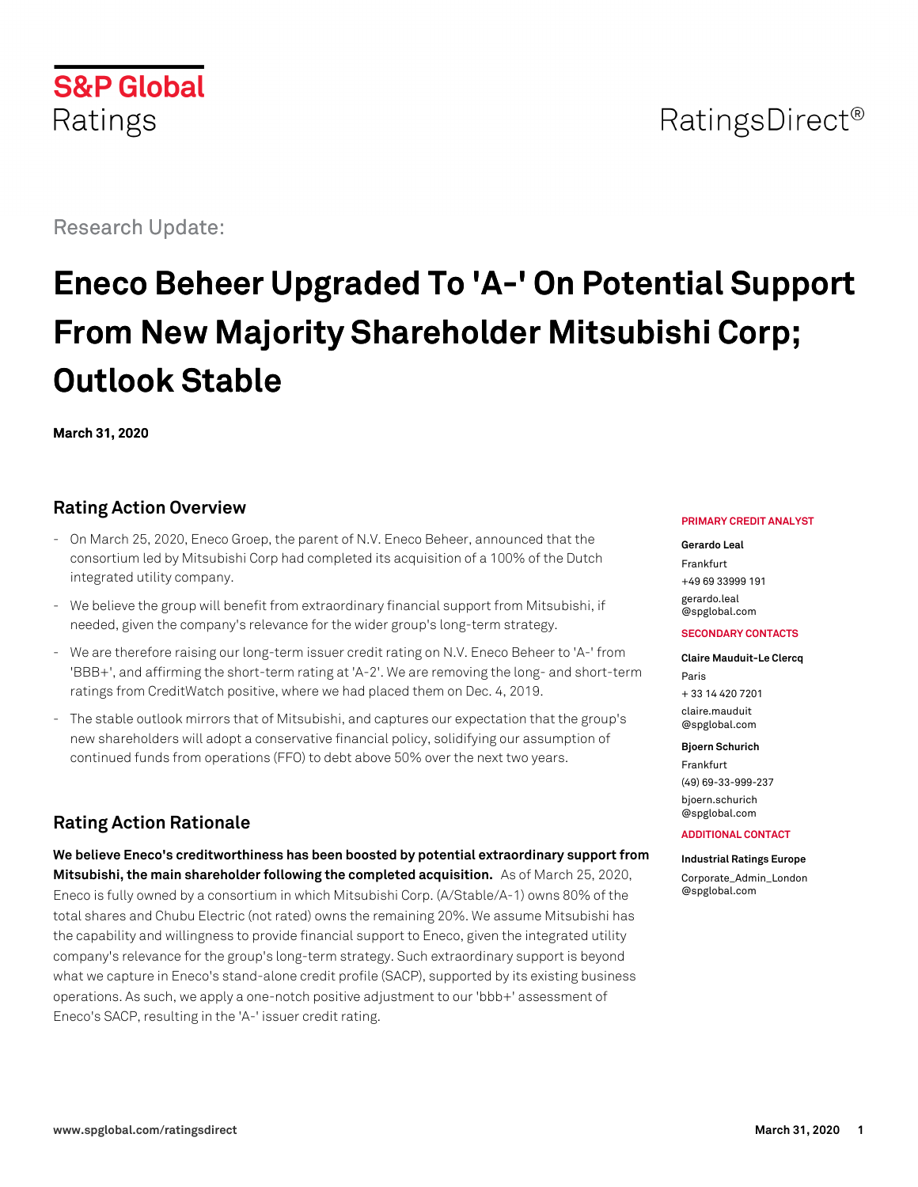S&P Global Ratings

RatingsDirect®

Research Update:

# Eneco Beheer Upgraded To 'A-' On Potential Support From New Majority Shareholder Mitsubishi Corp; Outlook Stable

**March 31, 2020**

## Rating Action Overview

- On March 25, 2020, Eneco Groep, the parent of N.V. Eneco Beheer, announced that the consortium led by Mitsubishi Corp had completed its acquisition of a 100% of the Dutch integrated utility company.
- We believe the group will benefit from extraordinary financial support from Mitsubishi, if needed, given the company's relevance for the wider group's long-term strategy.
- We are therefore raising our long-term issuer credit rating on N.V. Eneco Beheer to 'A-' from 'BBB+', and affirming the short-term rating at 'A-2'. We are removing the long- and short-term ratings from CreditWatch positive, where we had placed them on Dec. 4, 2019.
- The stable outlook mirrors that of Mitsubishi, and captures our expectation that the group's new shareholders will adopt a conservative financial policy, solidifying our assumption of continued funds from operations (FFO) to debt above 50% over the next two years.

## Rating Action Rationale

**We believe Eneco's creditworthiness has been boosted by potential extraordinary support from Mitsubishi, the main shareholder following the completed acquisition.** As of March 25, 2020, Eneco is fully owned by a consortium in which Mitsubishi Corp. (A/Stable/A-1) owns 80% of the total shares and Chubu Electric (not rated) owns the remaining 20%. We assume Mitsubishi has the capability and willingness to provide financial support to Eneco, given the integrated utility company's relevance for the group's long-term strategy. Such extraordinary support is beyond what we capture in Eneco's stand-alone credit profile (SACP), supported by its existing business operations. As such, we apply a one-notch positive adjustment to our 'bbb+' assessment of Eneco's SACP, resulting in the 'A-' issuer credit rating.

**PRIMARY CREDIT ANALYST**

**Gerardo Leal**
Frankfurt
+49 69 33999 191
gerardo.leal
@spglobal.com

**SECONDARY CONTACTS**

**Claire Mauduit-Le Clercq**
Paris
+ 33 14 420 7201
claire.mauduit
@spglobal.com

**Bjoern Schurich**
Frankfurt
(49) 69-33-999-237
bjoern.schurich
@spglobal.com

**ADDITIONAL CONTACT**

**Industrial Ratings Europe**
Corporate_Admin_London
@spglobal.com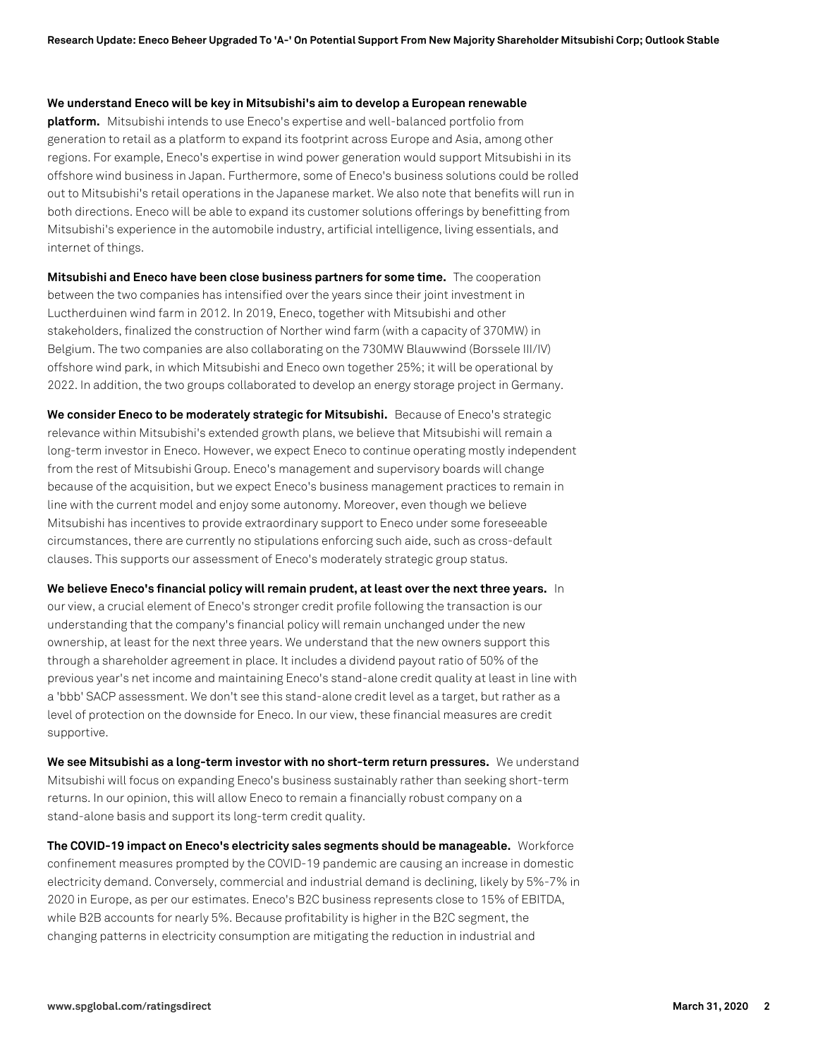**We understand Eneco will be key in Mitsubishi's aim to develop a European renewable platform.** Mitsubishi intends to use Eneco's expertise and well-balanced portfolio from generation to retail as a platform to expand its footprint across Europe and Asia, among other regions. For example, Eneco's expertise in wind power generation would support Mitsubishi in its offshore wind business in Japan. Furthermore, some of Eneco's business solutions could be rolled out to Mitsubishi's retail operations in the Japanese market. We also note that benefits will run in both directions. Eneco will be able to expand its customer solutions offerings by benefitting from Mitsubishi's experience in the automobile industry, artificial intelligence, living essentials, and internet of things.

**Mitsubishi and Eneco have been close business partners for some time.** The cooperation between the two companies has intensified over the years since their joint investment in Luctherduinen wind farm in 2012. In 2019, Eneco, together with Mitsubishi and other stakeholders, finalized the construction of Norther wind farm (with a capacity of 370MW) in Belgium. The two companies are also collaborating on the 730MW Blauwwind (Borssele III/IV) offshore wind park, in which Mitsubishi and Eneco own together 25%; it will be operational by 2022. In addition, the two groups collaborated to develop an energy storage project in Germany.

**We consider Eneco to be moderately strategic for Mitsubishi.** Because of Eneco's strategic relevance within Mitsubishi's extended growth plans, we believe that Mitsubishi will remain a long-term investor in Eneco. However, we expect Eneco to continue operating mostly independent from the rest of Mitsubishi Group. Eneco's management and supervisory boards will change because of the acquisition, but we expect Eneco's business management practices to remain in line with the current model and enjoy some autonomy. Moreover, even though we believe Mitsubishi has incentives to provide extraordinary support to Eneco under some foreseeable circumstances, there are currently no stipulations enforcing such aide, such as cross-default clauses. This supports our assessment of Eneco's moderately strategic group status.

**We believe Eneco's financial policy will remain prudent, at least over the next three years.** In our view, a crucial element of Eneco's stronger credit profile following the transaction is our understanding that the company's financial policy will remain unchanged under the new ownership, at least for the next three years. We understand that the new owners support this through a shareholder agreement in place. It includes a dividend payout ratio of 50% of the previous year's net income and maintaining Eneco's stand-alone credit quality at least in line with a 'bbb' SACP assessment. We don't see this stand-alone credit level as a target, but rather as a level of protection on the downside for Eneco. In our view, these financial measures are credit supportive.

**We see Mitsubishi as a long-term investor with no short-term return pressures.** We understand Mitsubishi will focus on expanding Eneco's business sustainably rather than seeking short-term returns. In our opinion, this will allow Eneco to remain a financially robust company on a stand-alone basis and support its long-term credit quality.

**The COVID-19 impact on Eneco's electricity sales segments should be manageable.** Workforce confinement measures prompted by the COVID-19 pandemic are causing an increase in domestic electricity demand. Conversely, commercial and industrial demand is declining, likely by 5%-7% in 2020 in Europe, as per our estimates. Eneco's B2C business represents close to 15% of EBITDA, while B2B accounts for nearly 5%. Because profitability is higher in the B2C segment, the changing patterns in electricity consumption are mitigating the reduction in industrial and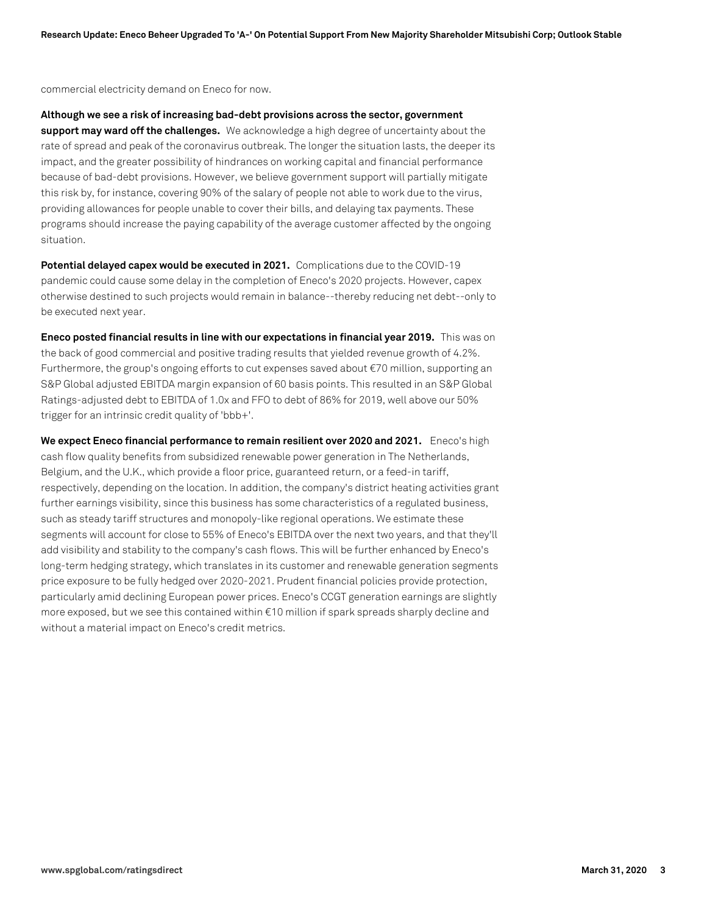commercial electricity demand on Eneco for now.

**Although we see a risk of increasing bad-debt provisions across the sector, government support may ward off the challenges.** We acknowledge a high degree of uncertainty about the rate of spread and peak of the coronavirus outbreak. The longer the situation lasts, the deeper its impact, and the greater possibility of hindrances on working capital and financial performance because of bad-debt provisions. However, we believe government support will partially mitigate this risk by, for instance, covering 90% of the salary of people not able to work due to the virus, providing allowances for people unable to cover their bills, and delaying tax payments. These programs should increase the paying capability of the average customer affected by the ongoing situation.

**Potential delayed capex would be executed in 2021.** Complications due to the COVID-19 pandemic could cause some delay in the completion of Eneco's 2020 projects. However, capex otherwise destined to such projects would remain in balance--thereby reducing net debt--only to be executed next year.

**Eneco posted financial results in line with our expectations in financial year 2019.** This was on the back of good commercial and positive trading results that yielded revenue growth of 4.2%. Furthermore, the group's ongoing efforts to cut expenses saved about €70 million, supporting an S&P Global adjusted EBITDA margin expansion of 60 basis points. This resulted in an S&P Global Ratings-adjusted debt to EBITDA of 1.0x and FFO to debt of 86% for 2019, well above our 50% trigger for an intrinsic credit quality of 'bbb+'.

**We expect Eneco financial performance to remain resilient over 2020 and 2021.** Eneco's high cash flow quality benefits from subsidized renewable power generation in The Netherlands, Belgium, and the U.K., which provide a floor price, guaranteed return, or a feed-in tariff, respectively, depending on the location. In addition, the company's district heating activities grant further earnings visibility, since this business has some characteristics of a regulated business, such as steady tariff structures and monopoly-like regional operations. We estimate these segments will account for close to 55% of Eneco's EBITDA over the next two years, and that they'll add visibility and stability to the company's cash flows. This will be further enhanced by Eneco's long-term hedging strategy, which translates in its customer and renewable generation segments price exposure to be fully hedged over 2020-2021. Prudent financial policies provide protection, particularly amid declining European power prices. Eneco's CCGT generation earnings are slightly more exposed, but we see this contained within €10 million if spark spreads sharply decline and without a material impact on Eneco's credit metrics.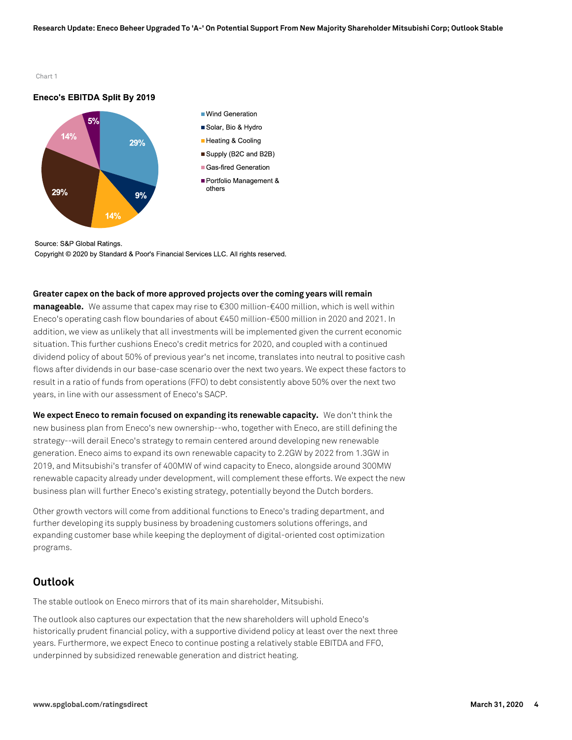Chart 1

**Eneco's EBITDA Split By 2019**

| Segment | Share |
|---|---|
| Wind Generation | 29% |
| Solar, Bio & Hydro | 9% |
| Heating & Cooling | 14% |
| Supply (B2C and B2B) | 29% |
| Gas-fired Generation | 14% |
| Portfolio Management & others | 5% |

Source: S&P Global Ratings.

Copyright © 2020 by Standard & Poor's Financial Services LLC. All rights reserved.

**Greater capex on the back of more approved projects over the coming years will remain manageable.** We assume that capex may rise to €300 million-€400 million, which is well within Eneco's operating cash flow boundaries of about €450 million-€500 million in 2020 and 2021. In addition, we view as unlikely that all investments will be implemented given the current economic situation. This further cushions Eneco's credit metrics for 2020, and coupled with a continued dividend policy of about 50% of previous year's net income, translates into neutral to positive cash flows after dividends in our base-case scenario over the next two years. We expect these factors to result in a ratio of funds from operations (FFO) to debt consistently above 50% over the next two years, in line with our assessment of Eneco's SACP.

**We expect Eneco to remain focused on expanding its renewable capacity.** We don't think the new business plan from Eneco's new ownership--who, together with Eneco, are still defining the strategy--will derail Eneco's strategy to remain centered around developing new renewable generation. Eneco aims to expand its own renewable capacity to 2.2GW by 2022 from 1.3GW in 2019, and Mitsubishi's transfer of 400MW of wind capacity to Eneco, alongside around 300MW renewable capacity already under development, will complement these efforts. We expect the new business plan will further Eneco's existing strategy, potentially beyond the Dutch borders.

Other growth vectors will come from additional functions to Eneco's trading department, and further developing its supply business by broadening customers solutions offerings, and expanding customer base while keeping the deployment of digital-oriented cost optimization programs.

## Outlook

The stable outlook on Eneco mirrors that of its main shareholder, Mitsubishi.

The outlook also captures our expectation that the new shareholders will uphold Eneco's historically prudent financial policy, with a supportive dividend policy at least over the next three years. Furthermore, we expect Eneco to continue posting a relatively stable EBITDA and FFO, underpinned by subsidized renewable generation and district heating.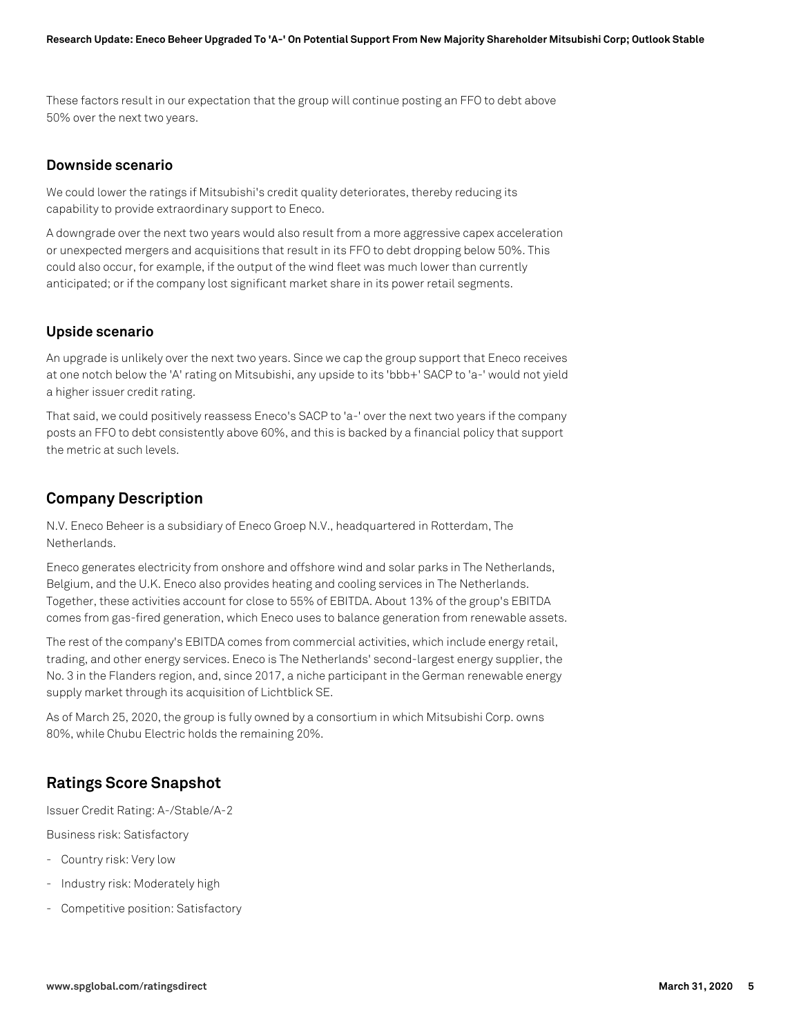These factors result in our expectation that the group will continue posting an FFO to debt above 50% over the next two years.

### Downside scenario

We could lower the ratings if Mitsubishi's credit quality deteriorates, thereby reducing its capability to provide extraordinary support to Eneco.

A downgrade over the next two years would also result from a more aggressive capex acceleration or unexpected mergers and acquisitions that result in its FFO to debt dropping below 50%. This could also occur, for example, if the output of the wind fleet was much lower than currently anticipated; or if the company lost significant market share in its power retail segments.

### Upside scenario

An upgrade is unlikely over the next two years. Since we cap the group support that Eneco receives at one notch below the 'A' rating on Mitsubishi, any upside to its 'bbb+' SACP to 'a-' would not yield a higher issuer credit rating.

That said, we could positively reassess Eneco's SACP to 'a-' over the next two years if the company posts an FFO to debt consistently above 60%, and this is backed by a financial policy that support the metric at such levels.

## Company Description

N.V. Eneco Beheer is a subsidiary of Eneco Groep N.V., headquartered in Rotterdam, The Netherlands.

Eneco generates electricity from onshore and offshore wind and solar parks in The Netherlands, Belgium, and the U.K. Eneco also provides heating and cooling services in The Netherlands. Together, these activities account for close to 55% of EBITDA. About 13% of the group's EBITDA comes from gas-fired generation, which Eneco uses to balance generation from renewable assets.

The rest of the company's EBITDA comes from commercial activities, which include energy retail, trading, and other energy services. Eneco is The Netherlands' second-largest energy supplier, the No. 3 in the Flanders region, and, since 2017, a niche participant in the German renewable energy supply market through its acquisition of Lichtblick SE.

As of March 25, 2020, the group is fully owned by a consortium in which Mitsubishi Corp. owns 80%, while Chubu Electric holds the remaining 20%.

## Ratings Score Snapshot

Issuer Credit Rating: A-/Stable/A-2

Business risk: Satisfactory

- Country risk: Very low
- Industry risk: Moderately high
- Competitive position: Satisfactory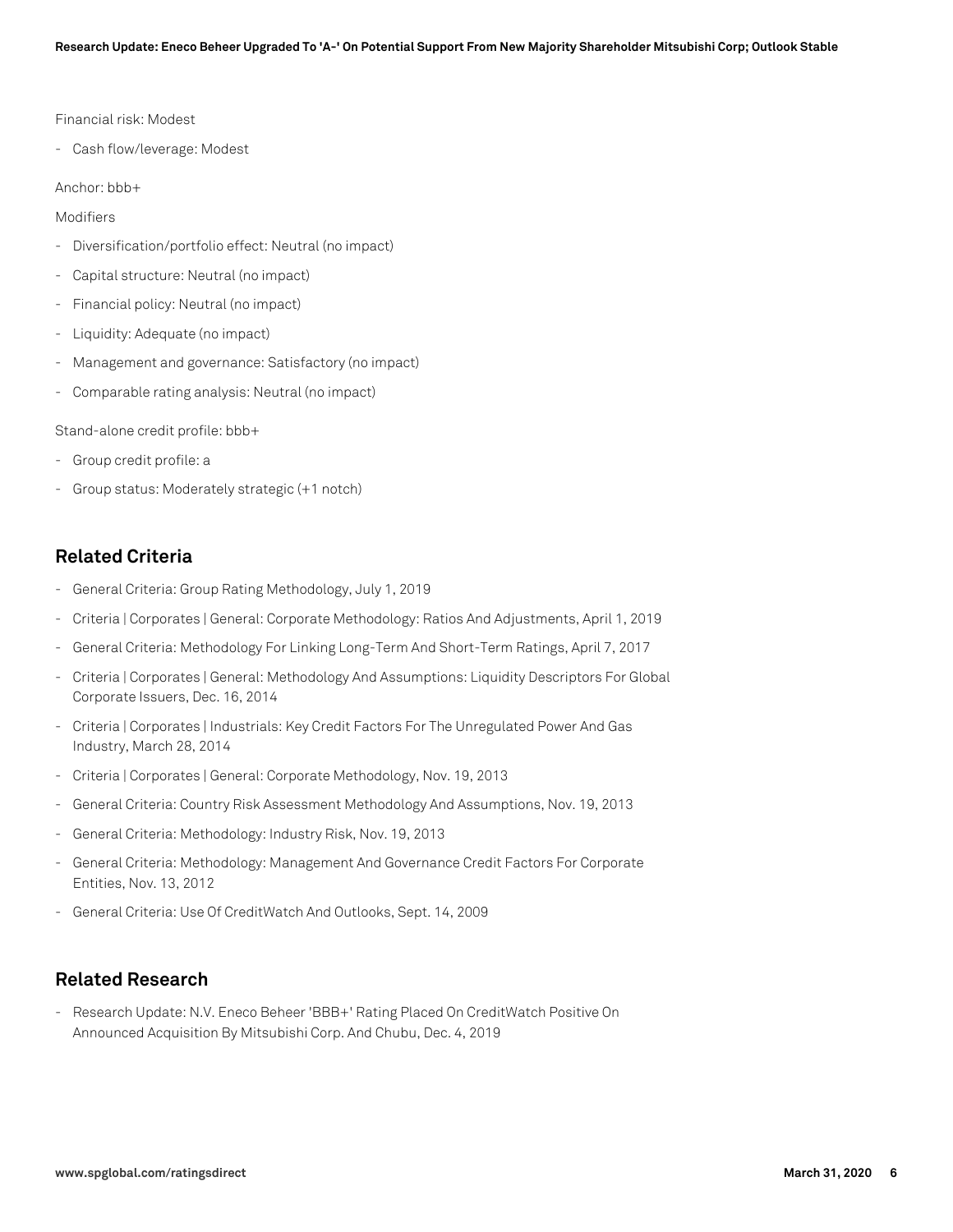Financial risk: Modest

- Cash flow/leverage: Modest

Anchor: bbb+

Modifiers

- Diversification/portfolio effect: Neutral (no impact)
- Capital structure: Neutral (no impact)
- Financial policy: Neutral (no impact)
- Liquidity: Adequate (no impact)
- Management and governance: Satisfactory (no impact)
- Comparable rating analysis: Neutral (no impact)

Stand-alone credit profile: bbb+

- Group credit profile: a
- Group status: Moderately strategic (+1 notch)

## Related Criteria

- General Criteria: Group Rating Methodology, July 1, 2019
- Criteria | Corporates | General: Corporate Methodology: Ratios And Adjustments, April 1, 2019
- General Criteria: Methodology For Linking Long-Term And Short-Term Ratings, April 7, 2017
- Criteria | Corporates | General: Methodology And Assumptions: Liquidity Descriptors For Global Corporate Issuers, Dec. 16, 2014
- Criteria | Corporates | Industrials: Key Credit Factors For The Unregulated Power And Gas Industry, March 28, 2014
- Criteria | Corporates | General: Corporate Methodology, Nov. 19, 2013
- General Criteria: Country Risk Assessment Methodology And Assumptions, Nov. 19, 2013
- General Criteria: Methodology: Industry Risk, Nov. 19, 2013
- General Criteria: Methodology: Management And Governance Credit Factors For Corporate Entities, Nov. 13, 2012
- General Criteria: Use Of CreditWatch And Outlooks, Sept. 14, 2009

## Related Research

- Research Update: N.V. Eneco Beheer 'BBB+' Rating Placed On CreditWatch Positive On Announced Acquisition By Mitsubishi Corp. And Chubu, Dec. 4, 2019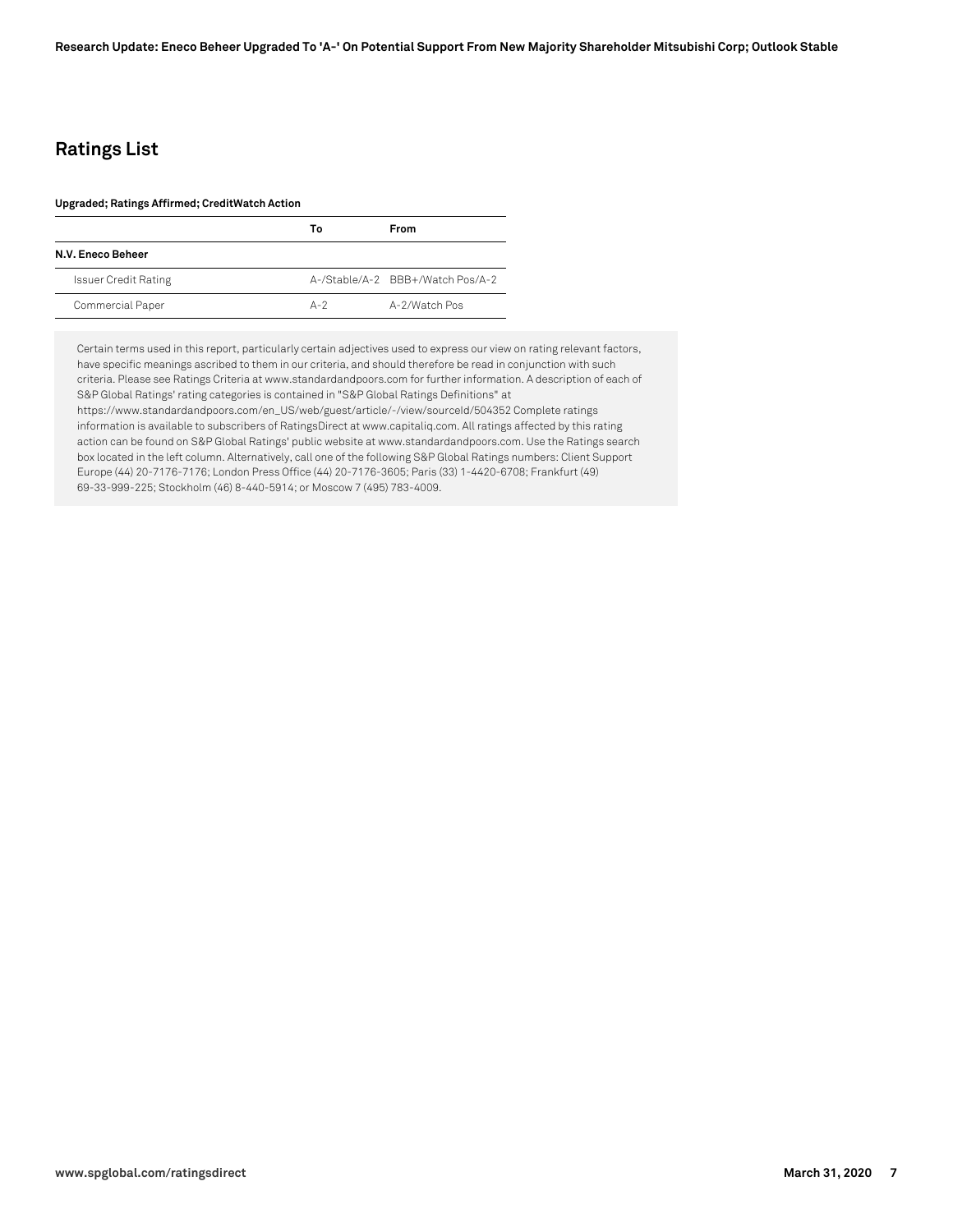## Ratings List

**Upgraded; Ratings Affirmed; CreditWatch Action**

| | To | From |
|---|---|---|
| **N.V. Eneco Beheer** | | |
| Issuer Credit Rating | A-/Stable/A-2 | BBB+/Watch Pos/A-2 |
| Commercial Paper | A-2 | A-2/Watch Pos |

Certain terms used in this report, particularly certain adjectives used to express our view on rating relevant factors, have specific meanings ascribed to them in our criteria, and should therefore be read in conjunction with such criteria. Please see Ratings Criteria at www.standardandpoors.com for further information. A description of each of S&P Global Ratings' rating categories is contained in "S&P Global Ratings Definitions" at https://www.standardandpoors.com/en_US/web/guest/article/-/view/sourceId/504352 Complete ratings information is available to subscribers of RatingsDirect at www.capitaliq.com. All ratings affected by this rating action can be found on S&P Global Ratings' public website at www.standardandpoors.com. Use the Ratings search box located in the left column. Alternatively, call one of the following S&P Global Ratings numbers: Client Support Europe (44) 20-7176-7176; London Press Office (44) 20-7176-3605; Paris (33) 1-4420-6708; Frankfurt (49) 69-33-999-225; Stockholm (46) 8-440-5914; or Moscow 7 (495) 783-4009.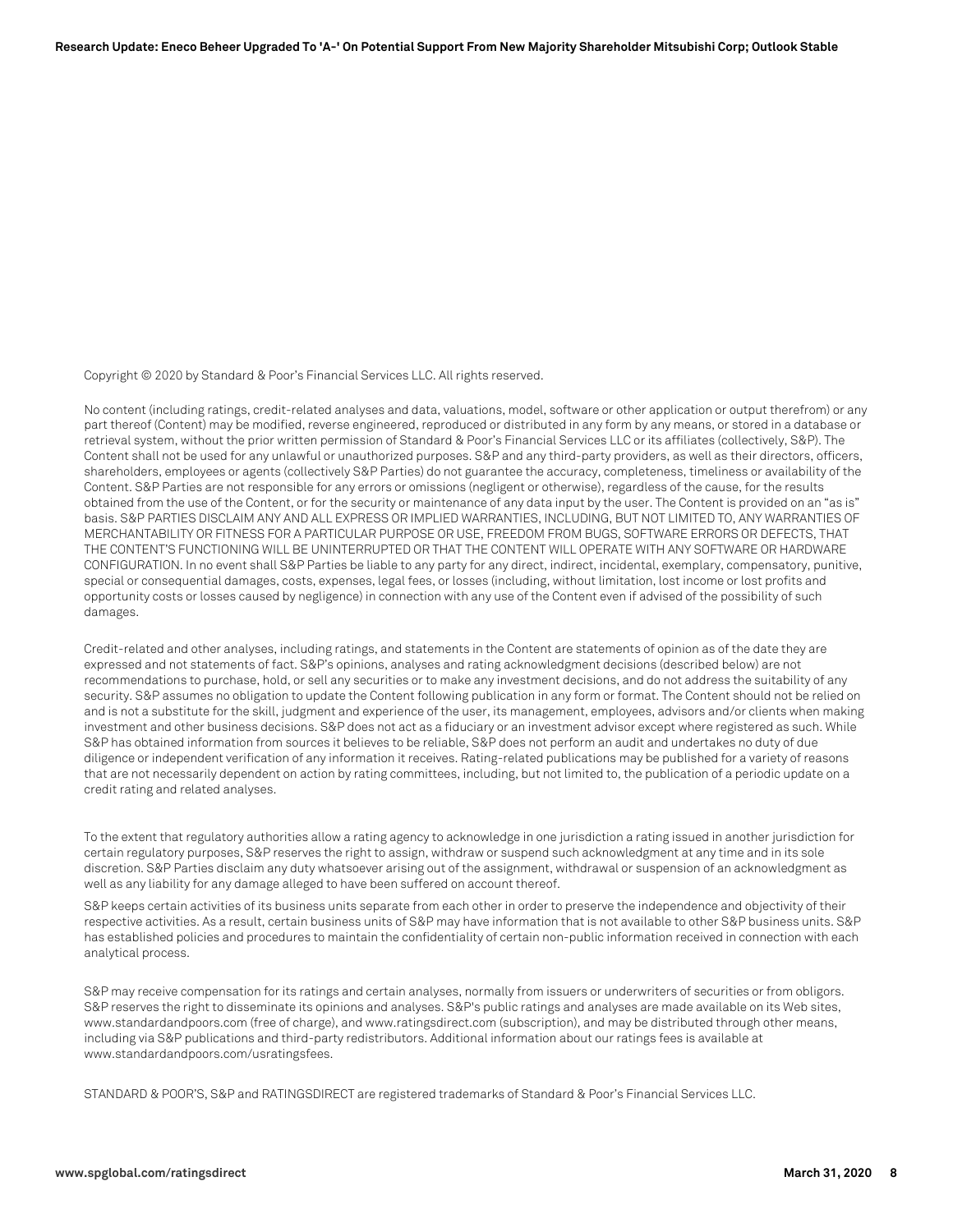Copyright © 2020 by Standard & Poor's Financial Services LLC. All rights reserved.

No content (including ratings, credit-related analyses and data, valuations, model, software or other application or output therefrom) or any part thereof (Content) may be modified, reverse engineered, reproduced or distributed in any form by any means, or stored in a database or retrieval system, without the prior written permission of Standard & Poor's Financial Services LLC or its affiliates (collectively, S&P). The Content shall not be used for any unlawful or unauthorized purposes. S&P and any third-party providers, as well as their directors, officers, shareholders, employees or agents (collectively S&P Parties) do not guarantee the accuracy, completeness, timeliness or availability of the Content. S&P Parties are not responsible for any errors or omissions (negligent or otherwise), regardless of the cause, for the results obtained from the use of the Content, or for the security or maintenance of any data input by the user. The Content is provided on an "as is" basis. S&P PARTIES DISCLAIM ANY AND ALL EXPRESS OR IMPLIED WARRANTIES, INCLUDING, BUT NOT LIMITED TO, ANY WARRANTIES OF MERCHANTABILITY OR FITNESS FOR A PARTICULAR PURPOSE OR USE, FREEDOM FROM BUGS, SOFTWARE ERRORS OR DEFECTS, THAT THE CONTENT'S FUNCTIONING WILL BE UNINTERRUPTED OR THAT THE CONTENT WILL OPERATE WITH ANY SOFTWARE OR HARDWARE CONFIGURATION. In no event shall S&P Parties be liable to any party for any direct, indirect, incidental, exemplary, compensatory, punitive, special or consequential damages, costs, expenses, legal fees, or losses (including, without limitation, lost income or lost profits and opportunity costs or losses caused by negligence) in connection with any use of the Content even if advised of the possibility of such damages.

Credit-related and other analyses, including ratings, and statements in the Content are statements of opinion as of the date they are expressed and not statements of fact. S&P's opinions, analyses and rating acknowledgment decisions (described below) are not recommendations to purchase, hold, or sell any securities or to make any investment decisions, and do not address the suitability of any security. S&P assumes no obligation to update the Content following publication in any form or format. The Content should not be relied on and is not a substitute for the skill, judgment and experience of the user, its management, employees, advisors and/or clients when making investment and other business decisions. S&P does not act as a fiduciary or an investment advisor except where registered as such. While S&P has obtained information from sources it believes to be reliable, S&P does not perform an audit and undertakes no duty of due diligence or independent verification of any information it receives. Rating-related publications may be published for a variety of reasons that are not necessarily dependent on action by rating committees, including, but not limited to, the publication of a periodic update on a credit rating and related analyses.

To the extent that regulatory authorities allow a rating agency to acknowledge in one jurisdiction a rating issued in another jurisdiction for certain regulatory purposes, S&P reserves the right to assign, withdraw or suspend such acknowledgment at any time and in its sole discretion. S&P Parties disclaim any duty whatsoever arising out of the assignment, withdrawal or suspension of an acknowledgment as well as any liability for any damage alleged to have been suffered on account thereof.

S&P keeps certain activities of its business units separate from each other in order to preserve the independence and objectivity of their respective activities. As a result, certain business units of S&P may have information that is not available to other S&P business units. S&P has established policies and procedures to maintain the confidentiality of certain non-public information received in connection with each analytical process.

S&P may receive compensation for its ratings and certain analyses, normally from issuers or underwriters of securities or from obligors. S&P reserves the right to disseminate its opinions and analyses. S&P's public ratings and analyses are made available on its Web sites, www.standardandpoors.com (free of charge), and www.ratingsdirect.com (subscription), and may be distributed through other means, including via S&P publications and third-party redistributors. Additional information about our ratings fees is available at www.standardandpoors.com/usratingsfees.

STANDARD & POOR'S, S&P and RATINGSDIRECT are registered trademarks of Standard & Poor's Financial Services LLC.